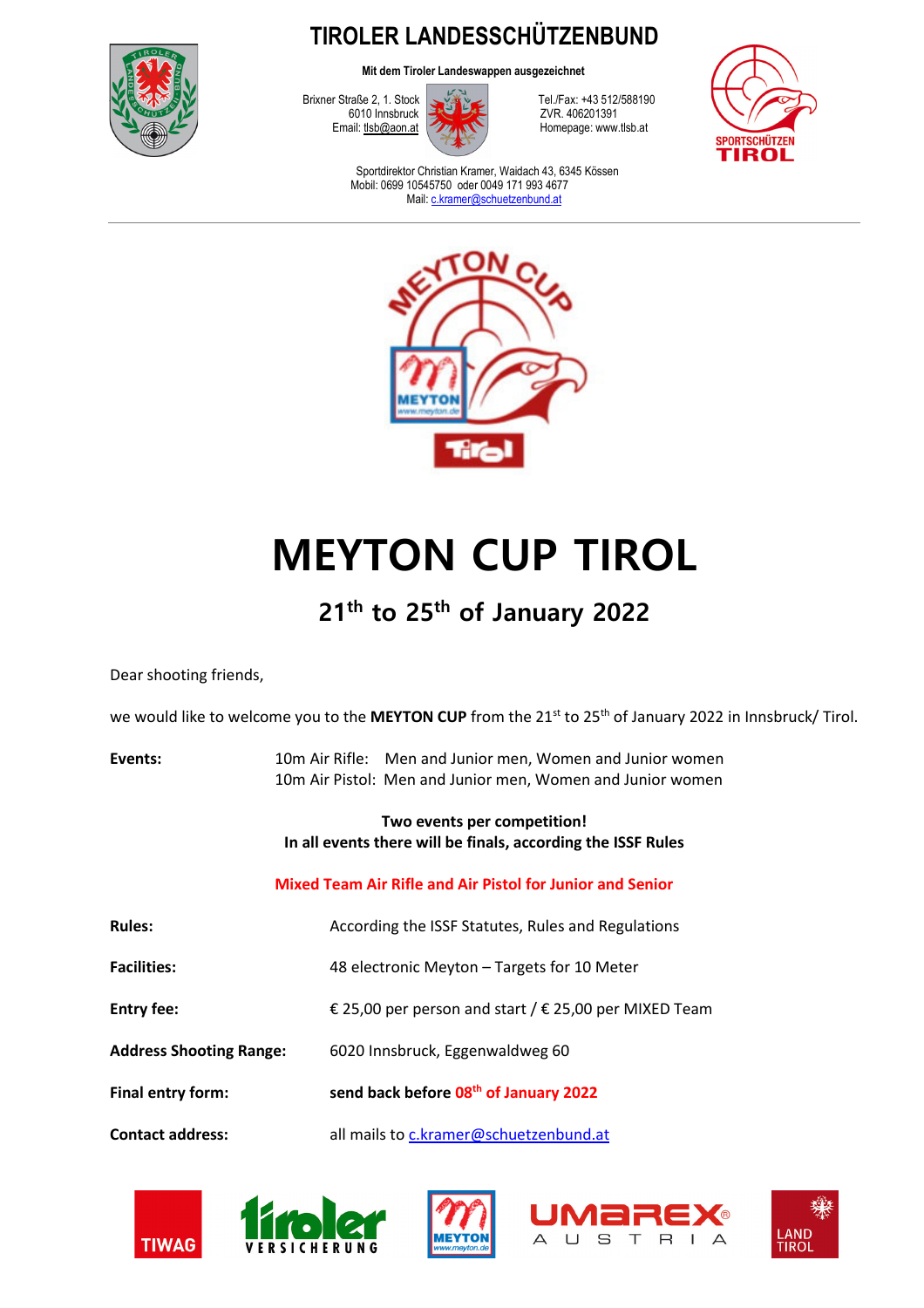# TIROLER LANDESSCHÜTZENBUND

**Mit dem Tiroler Landeswappen ausgezeichnet**

Brixner Straße 2, 1. Stock
6010 Innsbruck
Email: tlsb@aon.at

Tel./Fax: +43 512/588190
ZVR. 406201391
Homepage: www.tlsb.at

Sportdirektor Christian Kramer, Waidach 43, 6345 Kössen
Mobil: 0699 10545750 oder 0049 171 993 4677
Mail: c.kramer@schuetzenbund.at

# MEYTON CUP TIROL

## 21th to 25th of January 2022

Dear shooting friends,

we would like to welcome you to the **MEYTON CUP** from the 21st to 25th of January 2022 in Innsbruck/ Tirol.

**Events:** 10m Air Rifle: Men and Junior men, Women and Junior women
10m Air Pistol: Men and Junior men, Women and Junior women

**Two events per competition!**
**In all events there will be finals, according the ISSF Rules**

**Mixed Team Air Rifle and Air Pistol for Junior and Senior**

**Rules:** According the ISSF Statutes, Rules and Regulations

**Facilities:** 48 electronic Meyton – Targets for 10 Meter

**Entry fee:** € 25,00 per person and start / € 25,00 per MIXED Team

**Address Shooting Range:** 6020 Innsbruck, Eggenwaldweg 60

**Final entry form:** **send back before 08th of January 2022**

**Contact address:** all mails to c.kramer@schuetzenbund.at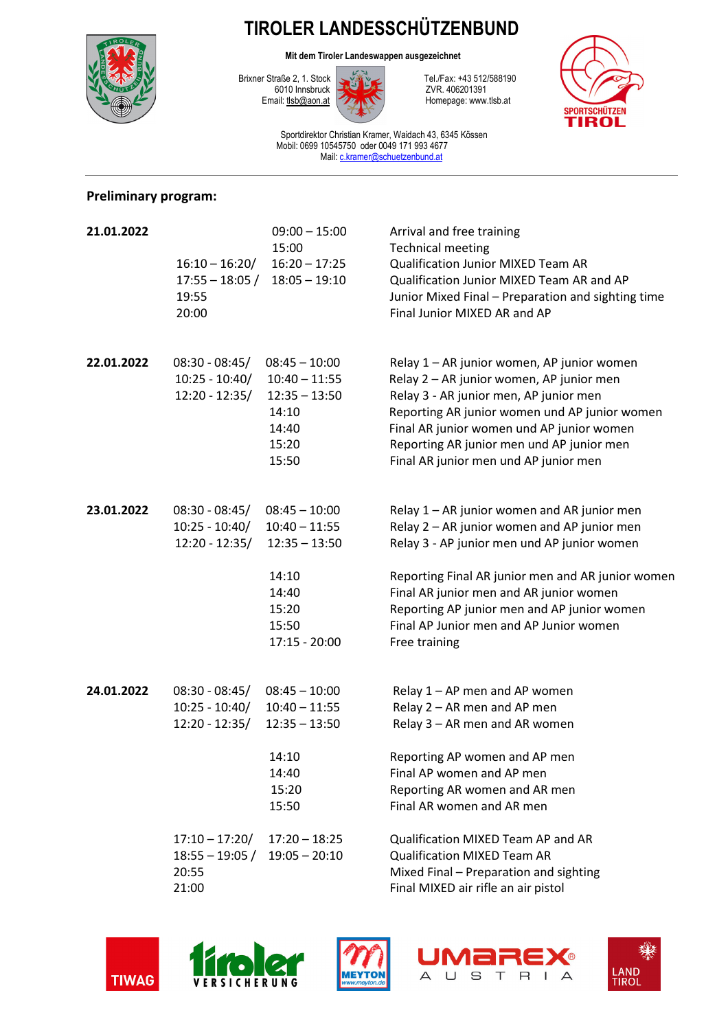# TIROLER LANDESSCHÜTZENBUND

**Mit dem Tiroler Landeswappen ausgezeichnet**

Brixner Straße 2, 1. Stock
6010 Innsbruck
Email: tlsb@aon.at

Tel./Fax: +43 512/588190
ZVR. 406201391
Homepage: www.tlsb.at

SPORTSCHÜTZEN TIROL

Sportdirektor Christian Kramer, Waidach 43, 6345 Kössen
Mobil: 0699 10545750 oder 0049 171 993 4677
Mail: c.kramer@schuetzenbund.at

## Preliminary program:

| Date | Preparation | Time | Event |
|---|---|---|---|
| **21.01.2022** | | 09:00 – 15:00 | Arrival and free training |
| | | 15:00 | Technical meeting |
| | 16:10 – 16:20/ | 16:20 – 17:25 | Qualification Junior MIXED Team AR |
| | 17:55 – 18:05 / | 18:05 – 19:10 | Qualification Junior MIXED Team AR and AP |
| | 19:55 | | Junior Mixed Final – Preparation and sighting time |
| | 20:00 | | Final Junior MIXED AR and AP |
| **22.01.2022** | 08:30 - 08:45/ | 08:45 – 10:00 | Relay 1 – AR junior women, AP junior women |
| | 10:25 - 10:40/ | 10:40 – 11:55 | Relay 2 – AR junior women, AP junior men |
| | 12:20 - 12:35/ | 12:35 – 13:50 | Relay 3 - AR junior men, AP junior men |
| | | 14:10 | Reporting AR junior women und AP junior women |
| | | 14:40 | Final AR junior women und AP junior women |
| | | 15:20 | Reporting AR junior men und AP junior men |
| | | 15:50 | Final AR junior men und AP junior men |
| **23.01.2022** | 08:30 - 08:45/ | 08:45 – 10:00 | Relay 1 – AR junior women and AR junior men |
| | 10:25 - 10:40/ | 10:40 – 11:55 | Relay 2 – AR junior women and AP junior men |
| | 12:20 - 12:35/ | 12:35 – 13:50 | Relay 3 - AP junior men und AP junior women |
| | | 14:10 | Reporting Final AR junior men and AR junior women |
| | | 14:40 | Final AR junior men and AR junior women |
| | | 15:20 | Reporting AP junior men and AP junior women |
| | | 15:50 | Final AP Junior men and AP Junior women |
| | | 17:15 - 20:00 | Free training |
| **24.01.2022** | 08:30 - 08:45/ | 08:45 – 10:00 | Relay 1 – AP men and AP women |
| | 10:25 - 10:40/ | 10:40 – 11:55 | Relay 2 – AR men and AP men |
| | 12:20 - 12:35/ | 12:35 – 13:50 | Relay 3 – AR men and AR women |
| | | 14:10 | Reporting AP women and AP men |
| | | 14:40 | Final AP women and AP men |
| | | 15:20 | Reporting AR women and AR men |
| | | 15:50 | Final AR women and AR men |
| | 17:10 – 17:20/ | 17:20 – 18:25 | Qualification MIXED Team AP and AR |
| | 18:55 – 19:05 / | 19:05 – 20:10 | Qualification MIXED Team AR |
| | 20:55 | | Mixed Final – Preparation and sighting |
| | 21:00 | | Final MIXED air rifle an air pistol |

TIWAG | tiroler VERSICHERUNG | MEYTON www.meyton.de | UMAREX AUSTRIA | LAND TIROL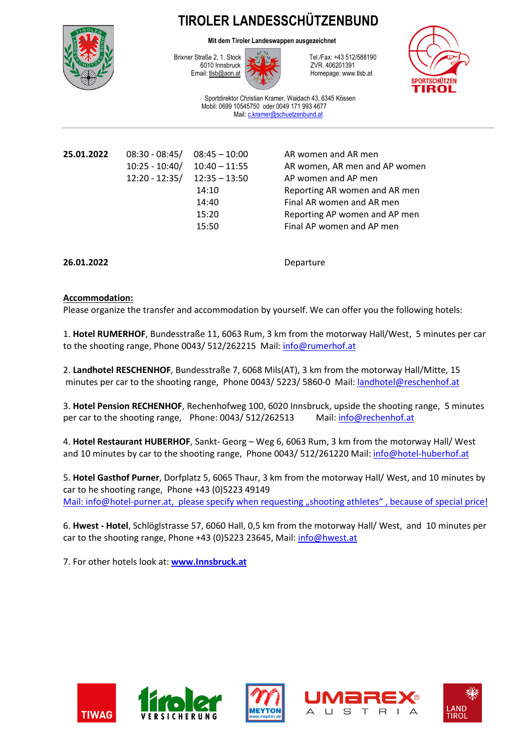# TIROLER LANDESSCHÜTZENBUND

**Mit dem Tiroler Landeswappen ausgezeichnet**

Brixner Straße 2, 1. Stock
6010 Innsbruck
Email: tlsb@aon.at

Tel./Fax: +43 512/588190
ZVR. 406201391
Homepage: www.tlsb.at

SPORTSCHÜTZEN TIROL

Sportdirektor Christian Kramer, Waidach 43, 6345 Kössen
Mobil: 0699 10545750 oder 0049 171 993 4677
Mail: c.kramer@schuetzenbund.at

---

| | | | |
|---|---|---|---|
| **25.01.2022** | 08:30 - 08:45/ | 08:45 – 10:00 | AR women and AR men |
| | 10:25 - 10:40/ | 10:40 – 11:55 | AR women, AR men and AP women |
| | 12:20 - 12:35/ | 12:35 – 13:50 | AP women and AP men |
| | | 14:10 | Reporting AR women and AR men |
| | | 14:40 | Final AR women and AR men |
| | | 15:20 | Reporting AP women and AP men |
| | | 15:50 | Final AP women and AP men |
| **26.01.2022** | | | Departure |

**Accommodation:**

Please organize the transfer and accommodation by yourself. We can offer you the following hotels:

1. **Hotel RUMERHOF**, Bundesstraße 11, 6063 Rum, 3 km from the motorway Hall/West, 5 minutes per car to the shooting range, Phone 0043/ 512/262215 Mail: info@rumerhof.at

2. **Landhotel RESCHENHOF**, Bundesstraße 7, 6068 Mils(AT), 3 km from the motorway Hall/Mitte, 15 minutes per car to the shooting range, Phone 0043/ 5223/ 5860-0 Mail: landhotel@reschenhof.at

3. **Hotel Pension RECHENHOF**, Rechenhofweg 100, 6020 Innsbruck, upside the shooting range, 5 minutes per car to the shooting range, Phone: 0043/ 512/262513 Mail: info@rechenhof.at

4. **Hotel Restaurant HUBERHOF**, Sankt- Georg – Weg 6, 6063 Rum, 3 km from the motorway Hall/ West and 10 minutes by car to the shooting range, Phone 0043/ 512/261220 Mail: info@hotel-huberhof.at

5. **Hotel Gasthof Purner**, Dorfplatz 5, 6065 Thaur, 3 km from the motorway Hall/ West, and 10 minutes by car to he shooting range, Phone +43 (0)5223 49149
Mail: info@hotel-purner.at, please specify when requesting „shooting athletes" , because of special price!

6. **Hwest - Hotel**, Schlöglstrasse 57, 6060 Hall, 0,5 km from the motorway Hall/ West, and 10 minutes per car to the shooting range, Phone +43 (0)5223 23645, Mail: info@hwest.at

7. For other hotels look at: **www.Innsbruck.at**

TIWAG | tiroler VERSICHERUNG | MEYTON www.meyton.de | UMAREX AUSTRIA | LAND TIROL